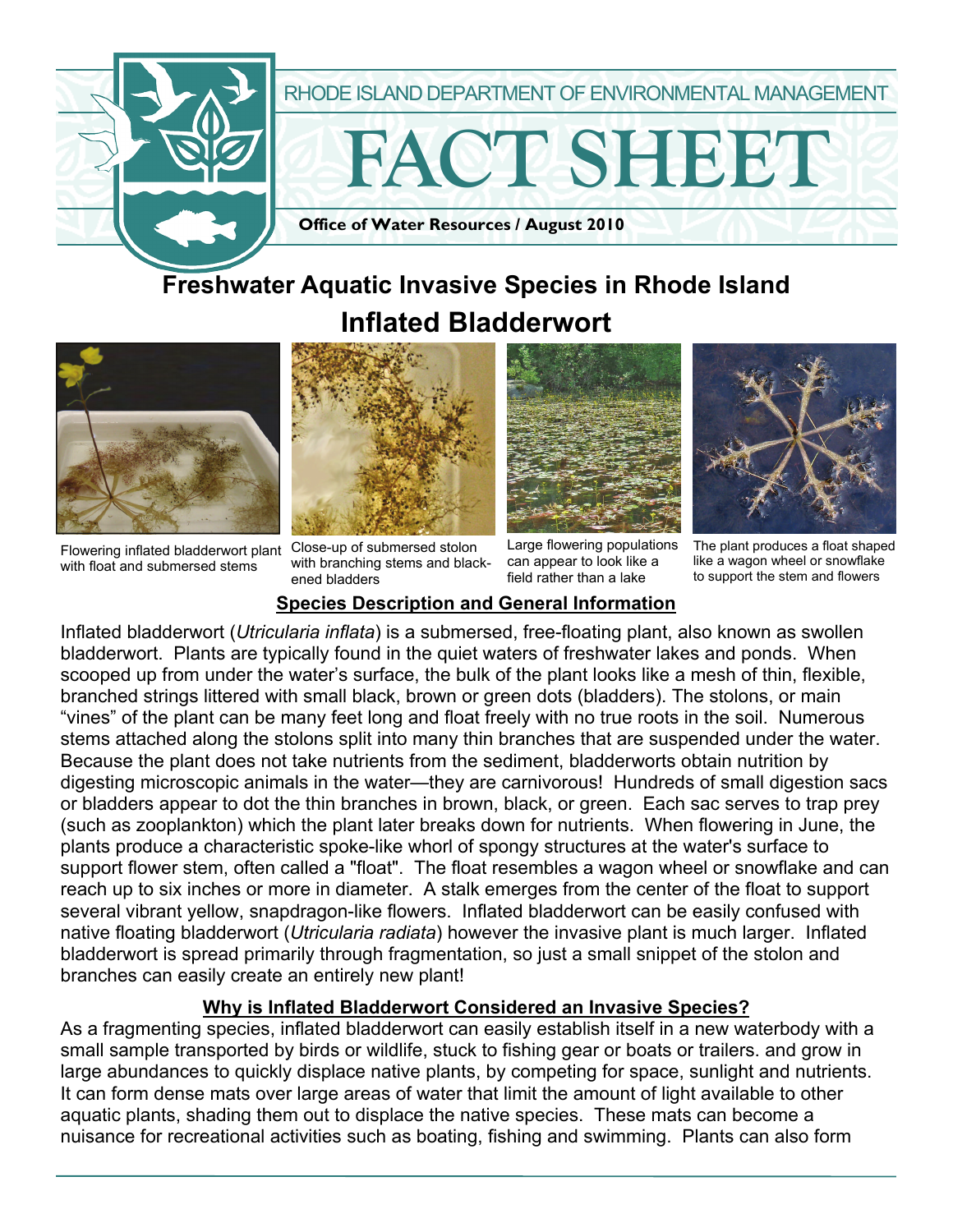RHODE ISLAND DEPARTMENT OF ENVIRONMENTAL MANAGEMENT

# FACT SHEET

**Office of Water Resources / August 2010**

## Freshwater Aquatic Invasive Species in Rhode Island

## Inflated Bladderwort

Flowering inflated bladderwort plant with float and submersed stems

Close-up of submersed stolon with branching stems and blackened bladders

Large flowering populations can appear to look like a field rather than a lake

The plant produces a float shaped like a wagon wheel or snowflake to support the stem and flowers

### Species Description and General Information

Inflated bladderwort (*Utricularia inflata*) is a submersed, free-floating plant, also known as swollen bladderwort. Plants are typically found in the quiet waters of freshwater lakes and ponds. When scooped up from under the water's surface, the bulk of the plant looks like a mesh of thin, flexible, branched strings littered with small black, brown or green dots (bladders). The stolons, or main "vines" of the plant can be many feet long and float freely with no true roots in the soil. Numerous stems attached along the stolons split into many thin branches that are suspended under the water. Because the plant does not take nutrients from the sediment, bladderworts obtain nutrition by digesting microscopic animals in the water—they are carnivorous! Hundreds of small digestion sacs or bladders appear to dot the thin branches in brown, black, or green. Each sac serves to trap prey (such as zooplankton) which the plant later breaks down for nutrients. When flowering in June, the plants produce a characteristic spoke-like whorl of spongy structures at the water's surface to support flower stem, often called a "float". The float resembles a wagon wheel or snowflake and can reach up to six inches or more in diameter. A stalk emerges from the center of the float to support several vibrant yellow, snapdragon-like flowers. Inflated bladderwort can be easily confused with native floating bladderwort (*Utricularia radiata*) however the invasive plant is much larger. Inflated bladderwort is spread primarily through fragmentation, so just a small snippet of the stolon and branches can easily create an entirely new plant!

### Why is Inflated Bladderwort Considered an Invasive Species?

As a fragmenting species, inflated bladderwort can easily establish itself in a new waterbody with a small sample transported by birds or wildlife, stuck to fishing gear or boats or trailers. and grow in large abundances to quickly displace native plants, by competing for space, sunlight and nutrients. It can form dense mats over large areas of water that limit the amount of light available to other aquatic plants, shading them out to displace the native species. These mats can become a nuisance for recreational activities such as boating, fishing and swimming. Plants can also form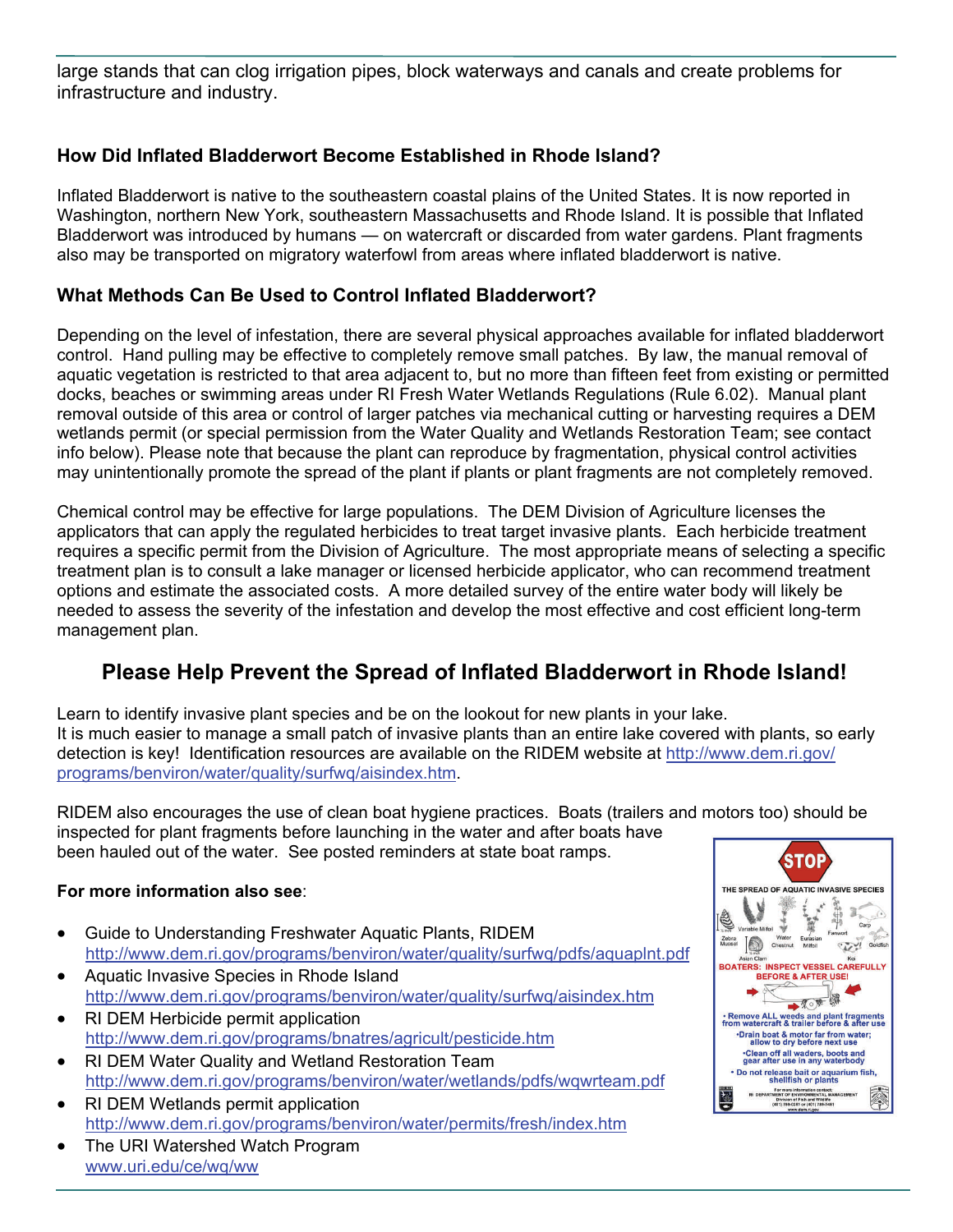large stands that can clog irrigation pipes, block waterways and canals and create problems for infrastructure and industry.

### How Did Inflated Bladderwort Become Established in Rhode Island?

Inflated Bladderwort is native to the southeastern coastal plains of the United States. It is now reported in Washington, northern New York, southeastern Massachusetts and Rhode Island. It is possible that Inflated Bladderwort was introduced by humans — on watercraft or discarded from water gardens. Plant fragments also may be transported on migratory waterfowl from areas where inflated bladderwort is native.

### What Methods Can Be Used to Control Inflated Bladderwort?

Depending on the level of infestation, there are several physical approaches available for inflated bladderwort control. Hand pulling may be effective to completely remove small patches. By law, the manual removal of aquatic vegetation is restricted to that area adjacent to, but no more than fifteen feet from existing or permitted docks, beaches or swimming areas under RI Fresh Water Wetlands Regulations (Rule 6.02). Manual plant removal outside of this area or control of larger patches via mechanical cutting or harvesting requires a DEM wetlands permit (or special permission from the Water Quality and Wetlands Restoration Team; see contact info below). Please note that because the plant can reproduce by fragmentation, physical control activities may unintentionally promote the spread of the plant if plants or plant fragments are not completely removed.

Chemical control may be effective for large populations. The DEM Division of Agriculture licenses the applicators that can apply the regulated herbicides to treat target invasive plants. Each herbicide treatment requires a specific permit from the Division of Agriculture. The most appropriate means of selecting a specific treatment plan is to consult a lake manager or licensed herbicide applicator, who can recommend treatment options and estimate the associated costs. A more detailed survey of the entire water body will likely be needed to assess the severity of the infestation and develop the most effective and cost efficient long-term management plan.

## Please Help Prevent the Spread of Inflated Bladderwort in Rhode Island!

Learn to identify invasive plant species and be on the lookout for new plants in your lake.
It is much easier to manage a small patch of invasive plants than an entire lake covered with plants, so early detection is key! Identification resources are available on the RIDEM website at http://www.dem.ri.gov/programs/benviron/water/quality/surfwq/aisindex.htm.

RIDEM also encourages the use of clean boat hygiene practices. Boats (trailers and motors too) should be inspected for plant fragments before launching in the water and after boats have been hauled out of the water. See posted reminders at state boat ramps.

**For more information also see**:

- Guide to Understanding Freshwater Aquatic Plants, RIDEM
  http://www.dem.ri.gov/programs/benviron/water/quality/surfwq/pdfs/aquaplnt.pdf
- Aquatic Invasive Species in Rhode Island
  http://www.dem.ri.gov/programs/benviron/water/quality/surfwq/aisindex.htm
- RI DEM Herbicide permit application
  http://www.dem.ri.gov/programs/bnatres/agricult/pesticide.htm
- RI DEM Water Quality and Wetland Restoration Team
  http://www.dem.ri.gov/programs/benviron/water/wetlands/pdfs/wqwrteam.pdf
- RI DEM Wetlands permit application
  http://www.dem.ri.gov/programs/benviron/water/permits/fresh/index.htm
- The URI Watershed Watch Program
  www.uri.edu/ce/wq/ww